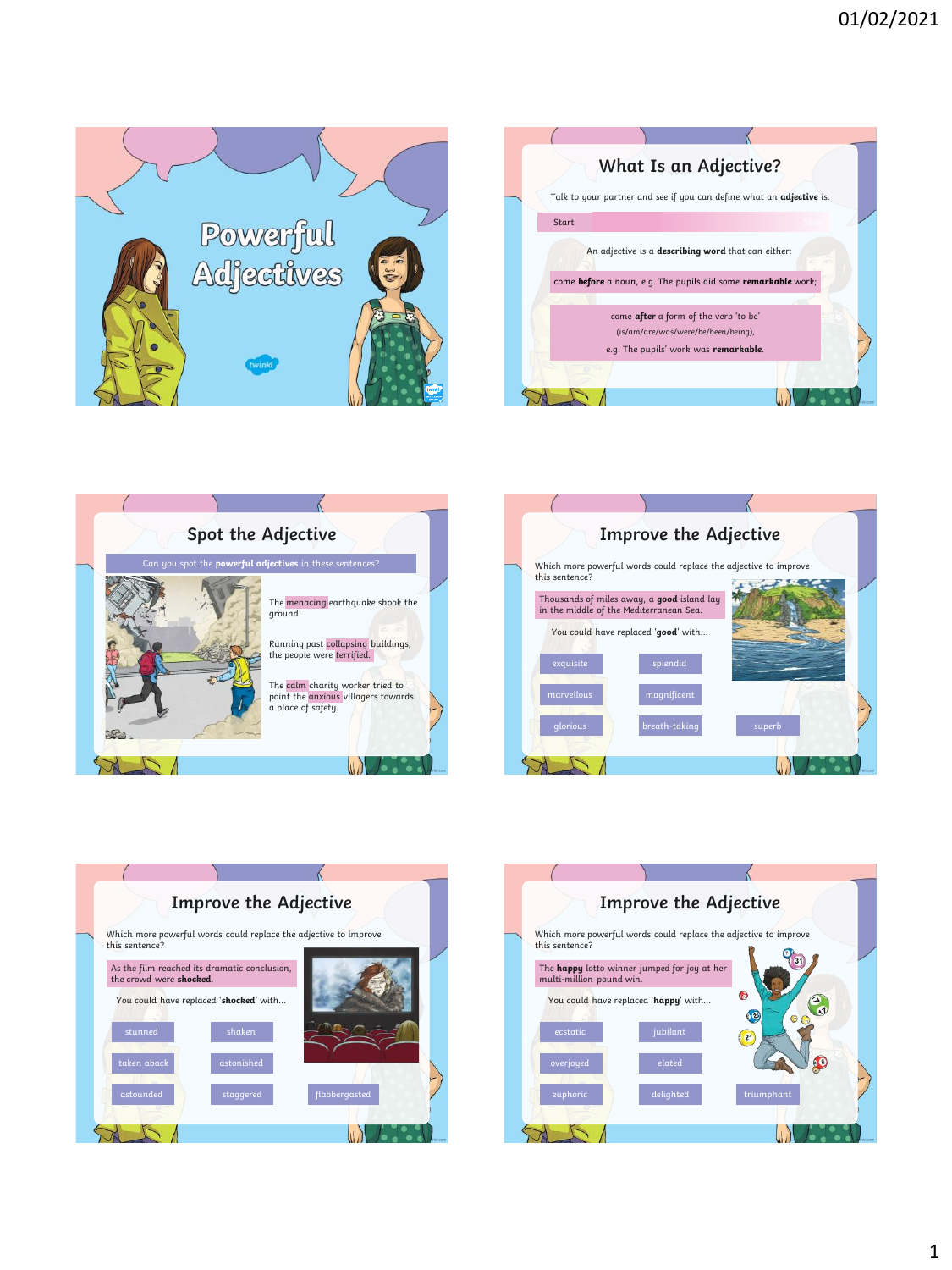# Powerful Adjectives

## What Is an Adjective?

Talk to your partner and see if you can define what an **adjective** is.

Start

An adjective is a **describing word** that can either:

come **before** a noun, e.g. The pupils did some **remarkable** work;

come **after** a form of the verb 'to be' (is/am/are/was/were/be/been/being), e.g. The pupils' work was **remarkable**.

## Spot the Adjective

Can you spot the **powerful adjectives** in these sentences?

The menacing earthquake shook the ground.

Running past collapsing buildings, the people were terrified.

The calm charity worker tried to point the anxious villagers towards a place of safety.

## Improve the Adjective

Which more powerful words could replace the adjective to improve this sentence?

Thousands of miles away, a **good** island lay in the middle of the Mediterranean Sea.

You could have replaced '**good**' with...

- exquisite
- splendid
- marvellous
- magnificent
- glorious
- breath-taking
- superb

## Improve the Adjective

Which more powerful words could replace the adjective to improve this sentence?

As the film reached its dramatic conclusion, the crowd were **shocked**.

You could have replaced '**shocked**' with...

- stunned
- shaken
- taken aback
- astonished
- astounded
- staggered
- flabbergasted

## Improve the Adjective

Which more powerful words could replace the adjective to improve this sentence?

The **happy** lotto winner jumped for joy at her multi-million pound win.

You could have replaced '**happy**' with...

- ecstatic
- jubilant
- overjoyed
- elated
- euphoric
- delighted
- triumphant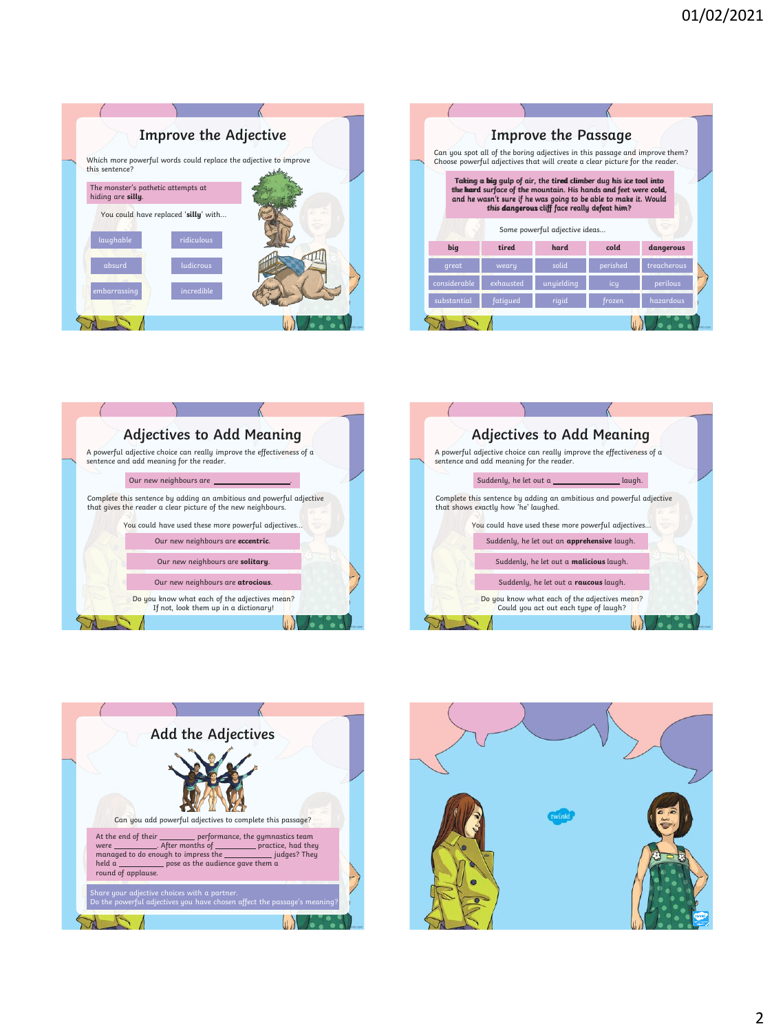## Improve the Adjective

Which more powerful words could replace the adjective to improve this sentence?

The monster's pathetic attempts at hiding are **silly**.

You could have replaced '**silly**' with...

| | |
|---|---|
| laughable | ridiculous |
| absurd | ludicrous |
| embarrassing | incredible |

## Improve the Passage

Can you spot all of the boring adjectives in this passage and improve them? Choose powerful adjectives that will create a clear picture for the reader.

Taking a **big** gulp of air, the **tired** climber dug his ice tool into the **hard** surface of the mountain. His hands and feet were **cold**, and he wasn't sure if he was going to be able to make it. Would this **dangerous** cliff face really defeat him?

Some powerful adjective ideas...

| big | tired | hard | cold | dangerous |
|---|---|---|---|---|
| great | weary | solid | perished | treacherous |
| considerable | exhausted | unyielding | icy | perilous |
| substantial | fatigued | rigid | frozen | hazardous |

## Adjectives to Add Meaning

A powerful adjective choice can really improve the effectiveness of a sentence and add meaning for the reader.

Our new neighbours are ________________.

Complete this sentence by adding an ambitious and powerful adjective that gives the reader a clear picture of the new neighbours.

You could have used these more powerful adjectives...

Our new neighbours are **eccentric**.

Our new neighbours are **solitary**.

Our new neighbours are **atrocious**.

Do you know what each of the adjectives mean? If not, look them up in a dictionary!

## Adjectives to Add Meaning

A powerful adjective choice can really improve the effectiveness of a sentence and add meaning for the reader.

Suddenly, he let out a ________________ laugh.

Complete this sentence by adding an ambitious and powerful adjective that shows exactly how 'he' laughed.

You could have used these more powerful adjectives...

Suddenly, he let out an **apprehensive** laugh.

Suddenly, he let out a **malicious** laugh.

Suddenly, he let out a **raucous** laugh.

Do you know what each of the adjectives mean? Could you act out each type of laugh?

## Add the Adjectives

Can you add powerful adjectives to complete this passage?

At the end of their _________ performance, the gymnastics team were __________. After months of _________ practice, had they managed to do enough to impress the __________ judges? They held a ___________ pose as the audience gave them a round of applause.

Share your adjective choices with a partner.
Do the powerful adjectives you have chosen affect the passage's meaning?

twinkl